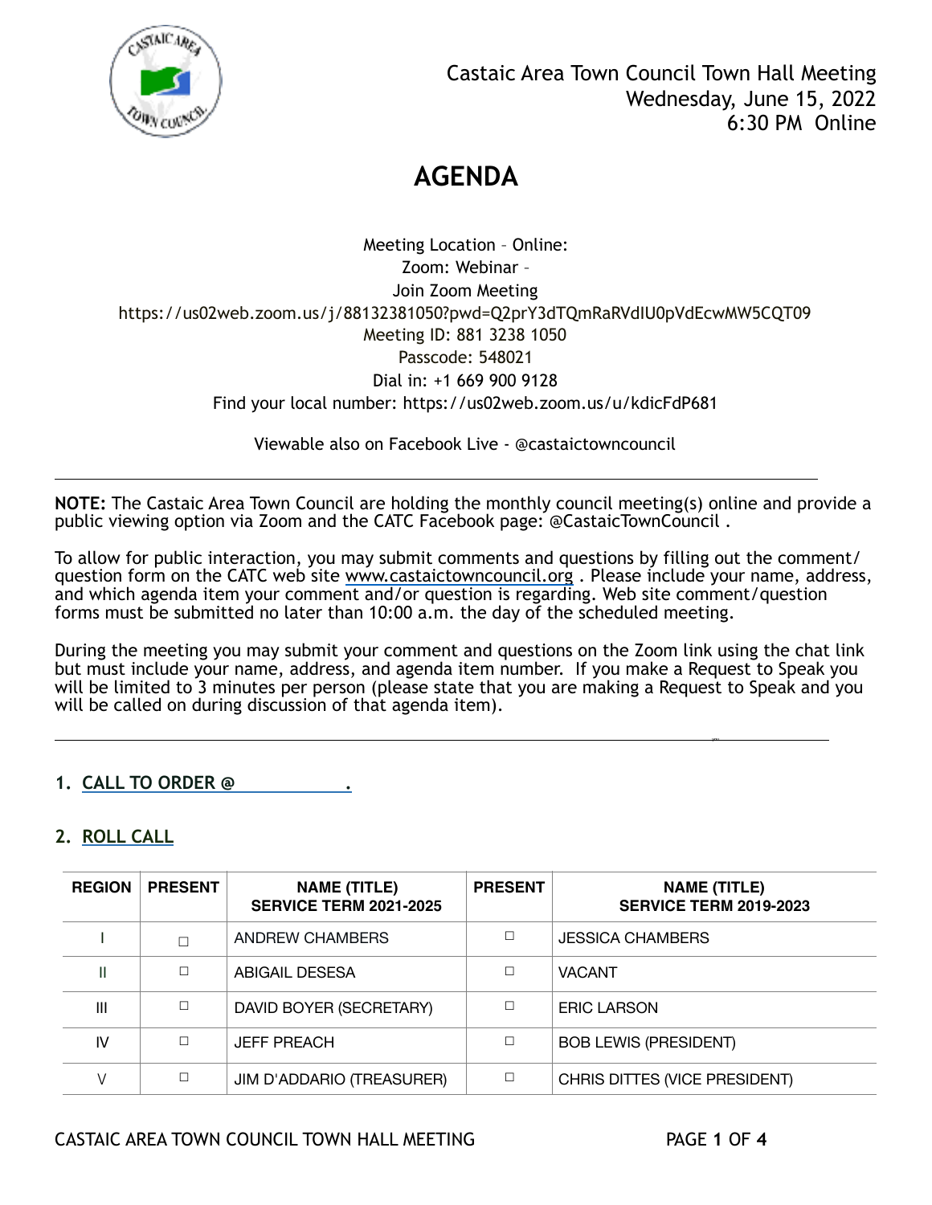Castaic Area Town Council Town Hall Meeting
Wednesday, June 15, 2022
6:30 PM Online

# AGENDA

Meeting Location – Online:
Zoom: Webinar –
Join Zoom Meeting
https://us02web.zoom.us/j/88132381050?pwd=Q2prY3dTQmRaRVdIU0pVdEcwMW5CQT09
Meeting ID: 881 3238 1050
Passcode: 548021
Dial in: +1 669 900 9128
Find your local number: https://us02web.zoom.us/u/kdicFdP681

Viewable also on Facebook Live - @castaictowncouncil

---

**NOTE:** The Castaic Area Town Council are holding the monthly council meeting(s) online and provide a public viewing option via Zoom and the CATC Facebook page: @CastaicTownCouncil .

To allow for public interaction, you may submit comments and questions by filling out the comment/question form on the CATC web site www.castaictowncouncil.org . Please include your name, address, and which agenda item your comment and/or question is regarding. Web site comment/question forms must be submitted no later than 10:00 a.m. the day of the scheduled meeting.

During the meeting you may submit your comment and questions on the Zoom link using the chat link but must include your name, address, and agenda item number. If you make a Request to Speak you will be limited to 3 minutes per person (please state that you are making a Request to Speak and you will be called on during discussion of that agenda item).

---

## 1. CALL TO ORDER @ __________.

## 2. ROLL CALL

| REGION | PRESENT | NAME (TITLE) SERVICE TERM 2021-2025 | PRESENT | NAME (TITLE) SERVICE TERM 2019-2023 |
|---|---|---|---|---|
| I | ☐ | ANDREW CHAMBERS | ☐ | JESSICA CHAMBERS |
| II | ☐ | ABIGAIL DESESA | ☐ | VACANT |
| III | ☐ | DAVID BOYER (SECRETARY) | ☐ | ERIC LARSON |
| IV | ☐ | JEFF PREACH | ☐ | BOB LEWIS (PRESIDENT) |
| V | ☐ | JIM D'ADDARIO (TREASURER) | ☐ | CHRIS DITTES (VICE PRESIDENT) |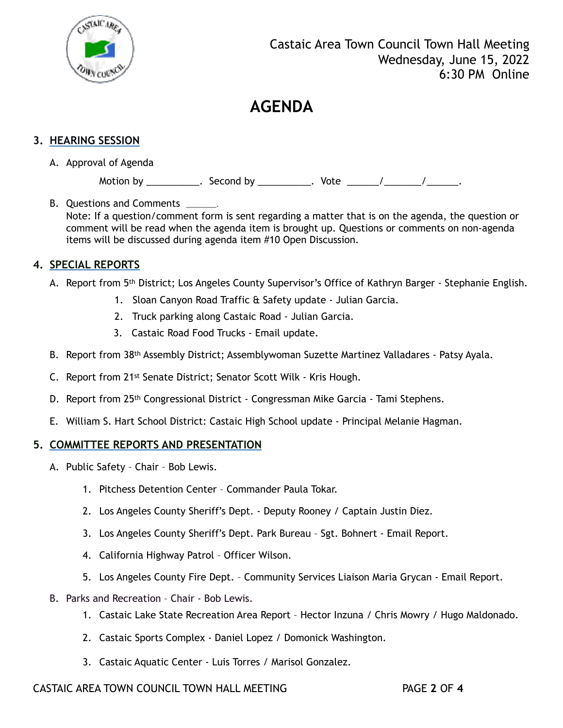Castaic Area Town Council Town Hall Meeting
Wednesday, June 15, 2022
6:30 PM Online

# AGENDA

## 3. HEARING SESSION

A. Approval of Agenda

Motion by __________. Second by __________. Vote ______/_______/______.

B. Questions and Comments ______.
Note: If a question/comment form is sent regarding a matter that is on the agenda, the question or comment will be read when the agenda item is brought up. Questions or comments on non-agenda items will be discussed during agenda item #10 Open Discussion.

## 4. SPECIAL REPORTS

A. Report from 5th District; Los Angeles County Supervisor's Office of Kathryn Barger - Stephanie English.
   1. Sloan Canyon Road Traffic & Safety update - Julian Garcia.
   2. Truck parking along Castaic Road - Julian Garcia.
   3. Castaic Road Food Trucks - Email update.

B. Report from 38th Assembly District; Assemblywoman Suzette Martinez Valladares - Patsy Ayala.

C. Report from 21st Senate District; Senator Scott Wilk - Kris Hough.

D. Report from 25th Congressional District - Congressman Mike Garcia - Tami Stephens.

E. William S. Hart School District: Castaic High School update - Principal Melanie Hagman.

## 5. COMMITTEE REPORTS AND PRESENTATION

A. Public Safety – Chair – Bob Lewis.
   1. Pitchess Detention Center – Commander Paula Tokar.
   2. Los Angeles County Sheriff's Dept. - Deputy Rooney / Captain Justin Diez.
   3. Los Angeles County Sheriff's Dept. Park Bureau – Sgt. Bohnert - Email Report.
   4. California Highway Patrol – Officer Wilson.
   5. Los Angeles County Fire Dept. – Community Services Liaison Maria Grycan - Email Report.

B. Parks and Recreation – Chair - Bob Lewis.
   1. Castaic Lake State Recreation Area Report – Hector Inzuna / Chris Mowry / Hugo Maldonado.
   2. Castaic Sports Complex - Daniel Lopez / Domonick Washington.
   3. Castaic Aquatic Center - Luis Torres / Marisol Gonzalez.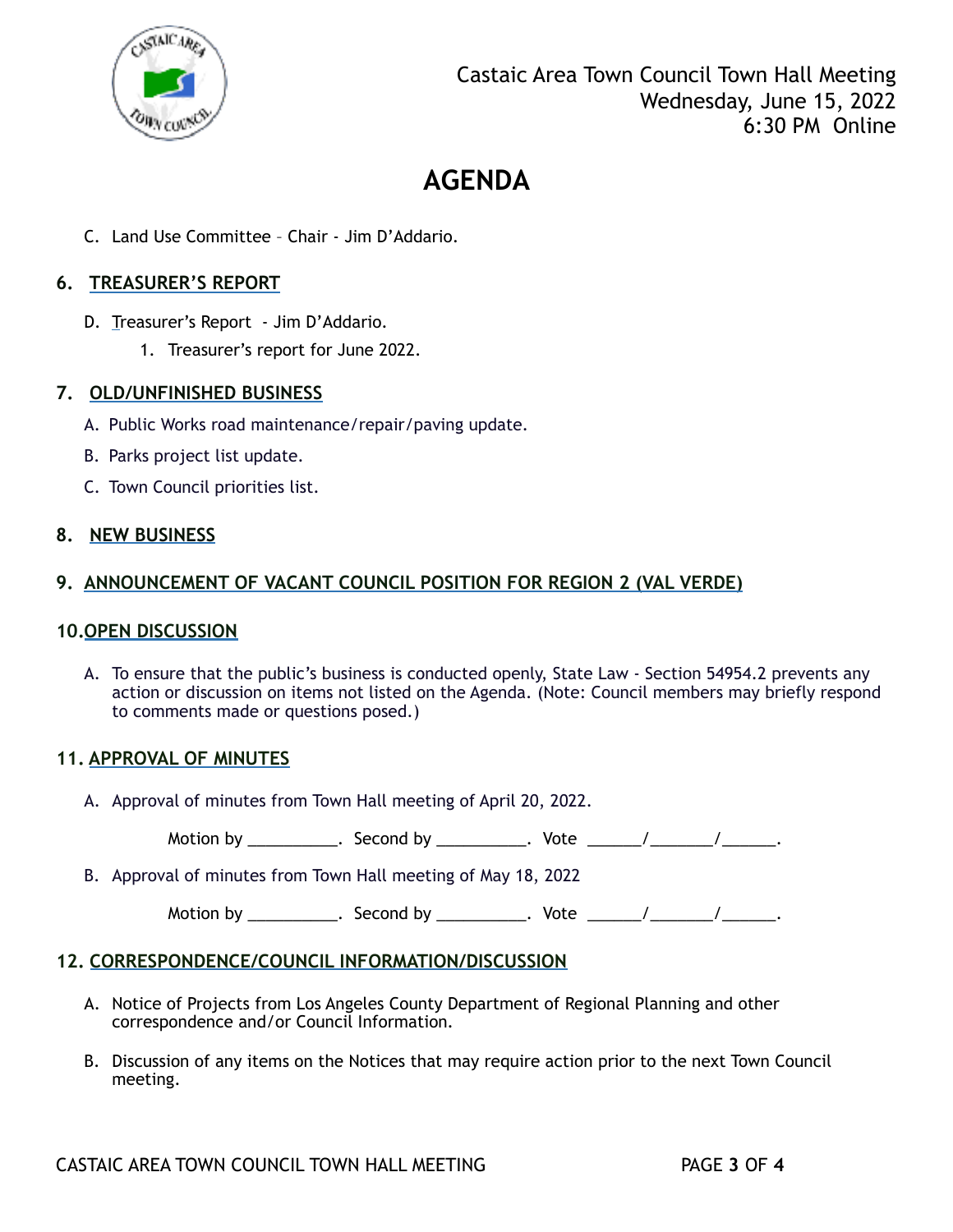Castaic Area Town Council Town Hall Meeting
Wednesday, June 15, 2022
6:30 PM Online

# AGENDA

C. Land Use Committee – Chair - Jim D'Addario.

## 6. TREASURER'S REPORT

D. Treasurer's Report - Jim D'Addario.

1. Treasurer's report for June 2022.

## 7. OLD/UNFINISHED BUSINESS

A. Public Works road maintenance/repair/paving update.

B. Parks project list update.

C. Town Council priorities list.

## 8. NEW BUSINESS

## 9. ANNOUNCEMENT OF VACANT COUNCIL POSITION FOR REGION 2 (VAL VERDE)

## 10. OPEN DISCUSSION

A. To ensure that the public's business is conducted openly, State Law - Section 54954.2 prevents any action or discussion on items not listed on the Agenda. (Note: Council members may briefly respond to comments made or questions posed.)

## 11. APPROVAL OF MINUTES

A. Approval of minutes from Town Hall meeting of April 20, 2022.

Motion by __________. Second by __________. Vote ______/_______/______.

B. Approval of minutes from Town Hall meeting of May 18, 2022

Motion by __________. Second by __________. Vote ______/_______/______.

## 12. CORRESPONDENCE/COUNCIL INFORMATION/DISCUSSION

A. Notice of Projects from Los Angeles County Department of Regional Planning and other correspondence and/or Council Information.

B. Discussion of any items on the Notices that may require action prior to the next Town Council meeting.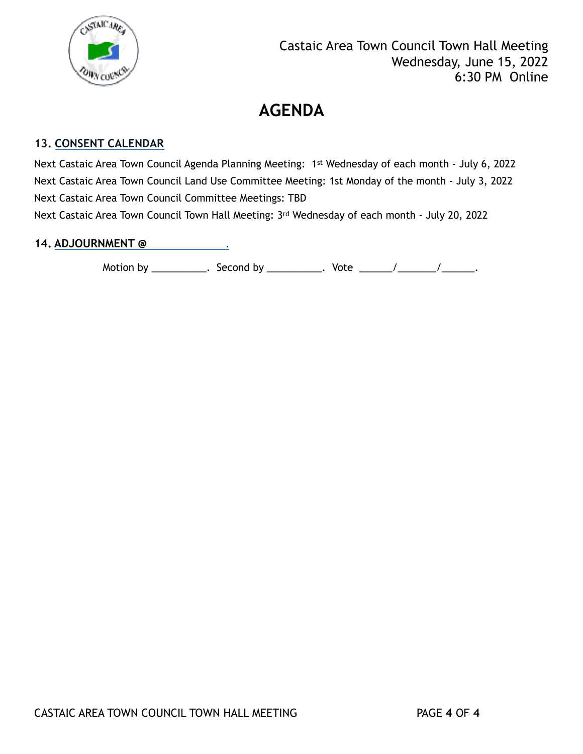Castaic Area Town Council Town Hall Meeting
Wednesday, June 15, 2022
6:30 PM Online

# AGENDA

### 13. CONSENT CALENDAR

Next Castaic Area Town Council Agenda Planning Meeting: 1st Wednesday of each month - July 6, 2022

Next Castaic Area Town Council Land Use Committee Meeting: 1st Monday of the month - July 3, 2022

Next Castaic Area Town Council Committee Meetings: TBD

Next Castaic Area Town Council Town Hall Meeting: 3rd Wednesday of each month - July 20, 2022

### 14. ADJOURNMENT @ _____________.

Motion by __________. Second by __________. Vote ______/_______/______.